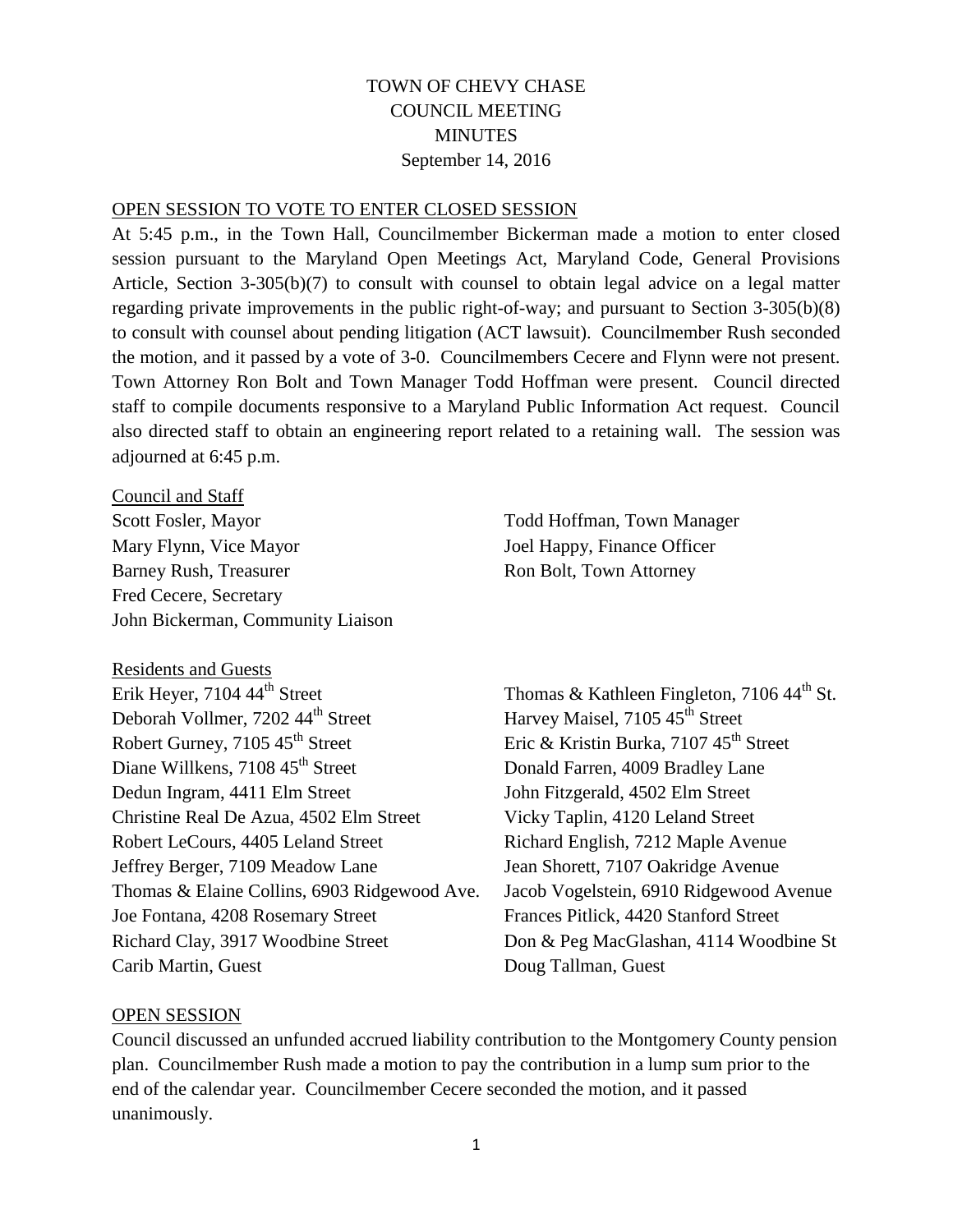# TOWN OF CHEVY CHASE
## COUNCIL MEETING
## MINUTES
September 14, 2016

### OPEN SESSION TO VOTE TO ENTER CLOSED SESSION

At 5:45 p.m., in the Town Hall, Councilmember Bickerman made a motion to enter closed session pursuant to the Maryland Open Meetings Act, Maryland Code, General Provisions Article, Section 3-305(b)(7) to consult with counsel to obtain legal advice on a legal matter regarding private improvements in the public right-of-way; and pursuant to Section 3-305(b)(8) to consult with counsel about pending litigation (ACT lawsuit). Councilmember Rush seconded the motion, and it passed by a vote of 3-0. Councilmembers Cecere and Flynn were not present. Town Attorney Ron Bolt and Town Manager Todd Hoffman were present. Council directed staff to compile documents responsive to a Maryland Public Information Act request. Council also directed staff to obtain an engineering report related to a retaining wall. The session was adjourned at 6:45 p.m.

### Council and Staff

Scott Fosler, Mayor
Mary Flynn, Vice Mayor
Barney Rush, Treasurer
Fred Cecere, Secretary
John Bickerman, Community Liaison
Todd Hoffman, Town Manager
Joel Happy, Finance Officer
Ron Bolt, Town Attorney

### Residents and Guests

Erik Heyer, 7104 44th Street
Deborah Vollmer, 7202 44th Street
Robert Gurney, 7105 45th Street
Diane Willkens, 7108 45th Street
Dedun Ingram, 4411 Elm Street
Christine Real De Azua, 4502 Elm Street
Robert LeCours, 4405 Leland Street
Jeffrey Berger, 7109 Meadow Lane
Thomas & Elaine Collins, 6903 Ridgewood Ave.
Joe Fontana, 4208 Rosemary Street
Richard Clay, 3917 Woodbine Street
Carib Martin, Guest
Thomas & Kathleen Fingleton, 7106 44th St.
Harvey Maisel, 7105 45th Street
Eric & Kristin Burka, 7107 45th Street
Donald Farren, 4009 Bradley Lane
John Fitzgerald, 4502 Elm Street
Vicky Taplin, 4120 Leland Street
Richard English, 7212 Maple Avenue
Jean Shorett, 7107 Oakridge Avenue
Jacob Vogelstein, 6910 Ridgewood Avenue
Frances Pitlick, 4420 Stanford Street
Don & Peg MacGlashan, 4114 Woodbine St
Doug Tallman, Guest

### OPEN SESSION

Council discussed an unfunded accrued liability contribution to the Montgomery County pension plan. Councilmember Rush made a motion to pay the contribution in a lump sum prior to the end of the calendar year. Councilmember Cecere seconded the motion, and it passed unanimously.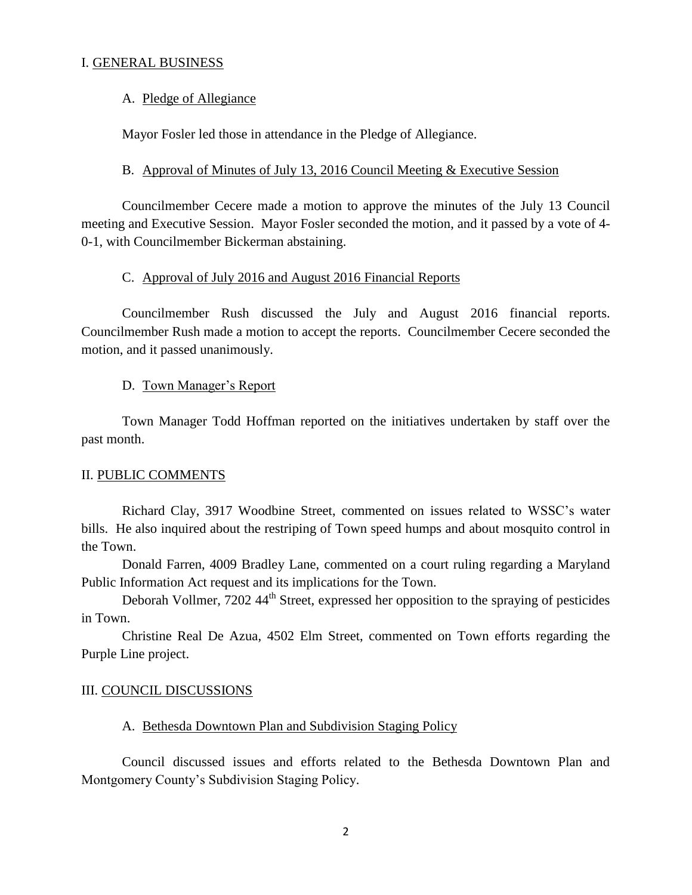## I. <u>GENERAL BUSINESS</u>

### A. <u>Pledge of Allegiance</u>

Mayor Fosler led those in attendance in the Pledge of Allegiance.

### B. <u>Approval of Minutes of July 13, 2016 Council Meeting & Executive Session</u>

Councilmember Cecere made a motion to approve the minutes of the July 13 Council meeting and Executive Session. Mayor Fosler seconded the motion, and it passed by a vote of 4-0-1, with Councilmember Bickerman abstaining.

### C. <u>Approval of July 2016 and August 2016 Financial Reports</u>

Councilmember Rush discussed the July and August 2016 financial reports. Councilmember Rush made a motion to accept the reports. Councilmember Cecere seconded the motion, and it passed unanimously.

### D. <u>Town Manager's Report</u>

Town Manager Todd Hoffman reported on the initiatives undertaken by staff over the past month.

## II. <u>PUBLIC COMMENTS</u>

Richard Clay, 3917 Woodbine Street, commented on issues related to WSSC's water bills. He also inquired about the restriping of Town speed humps and about mosquito control in the Town.

Donald Farren, 4009 Bradley Lane, commented on a court ruling regarding a Maryland Public Information Act request and its implications for the Town.

Deborah Vollmer, 7202 44th Street, expressed her opposition to the spraying of pesticides in Town.

Christine Real De Azua, 4502 Elm Street, commented on Town efforts regarding the Purple Line project.

## III. <u>COUNCIL DISCUSSIONS</u>

### A. <u>Bethesda Downtown Plan and Subdivision Staging Policy</u>

Council discussed issues and efforts related to the Bethesda Downtown Plan and Montgomery County's Subdivision Staging Policy.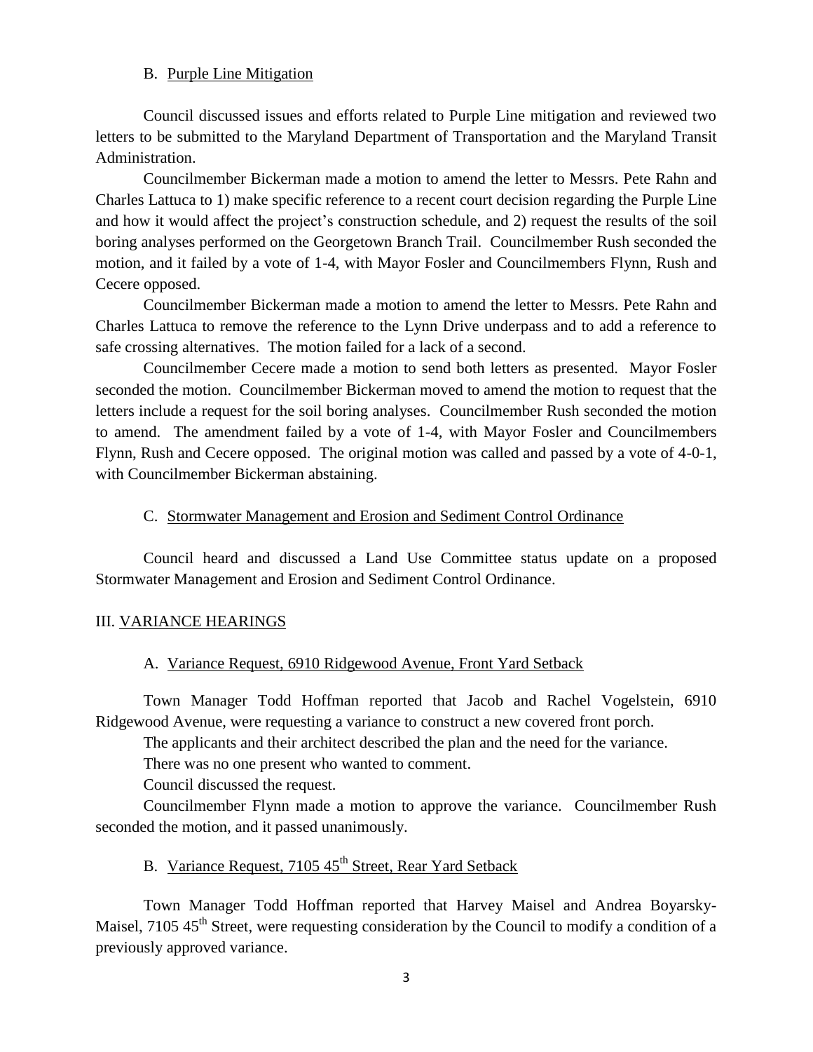B. Purple Line Mitigation

Council discussed issues and efforts related to Purple Line mitigation and reviewed two letters to be submitted to the Maryland Department of Transportation and the Maryland Transit Administration.

Councilmember Bickerman made a motion to amend the letter to Messrs. Pete Rahn and Charles Lattuca to 1) make specific reference to a recent court decision regarding the Purple Line and how it would affect the project's construction schedule, and 2) request the results of the soil boring analyses performed on the Georgetown Branch Trail. Councilmember Rush seconded the motion, and it failed by a vote of 1-4, with Mayor Fosler and Councilmembers Flynn, Rush and Cecere opposed.

Councilmember Bickerman made a motion to amend the letter to Messrs. Pete Rahn and Charles Lattuca to remove the reference to the Lynn Drive underpass and to add a reference to safe crossing alternatives. The motion failed for a lack of a second.

Councilmember Cecere made a motion to send both letters as presented. Mayor Fosler seconded the motion. Councilmember Bickerman moved to amend the motion to request that the letters include a request for the soil boring analyses. Councilmember Rush seconded the motion to amend. The amendment failed by a vote of 1-4, with Mayor Fosler and Councilmembers Flynn, Rush and Cecere opposed. The original motion was called and passed by a vote of 4-0-1, with Councilmember Bickerman abstaining.

C. Stormwater Management and Erosion and Sediment Control Ordinance

Council heard and discussed a Land Use Committee status update on a proposed Stormwater Management and Erosion and Sediment Control Ordinance.

## III. VARIANCE HEARINGS

A. Variance Request, 6910 Ridgewood Avenue, Front Yard Setback

Town Manager Todd Hoffman reported that Jacob and Rachel Vogelstein, 6910 Ridgewood Avenue, were requesting a variance to construct a new covered front porch.

The applicants and their architect described the plan and the need for the variance.

There was no one present who wanted to comment.

Council discussed the request.

Councilmember Flynn made a motion to approve the variance. Councilmember Rush seconded the motion, and it passed unanimously.

B. Variance Request, 7105 45th Street, Rear Yard Setback

Town Manager Todd Hoffman reported that Harvey Maisel and Andrea Boyarsky-Maisel, 7105 45th Street, were requesting consideration by the Council to modify a condition of a previously approved variance.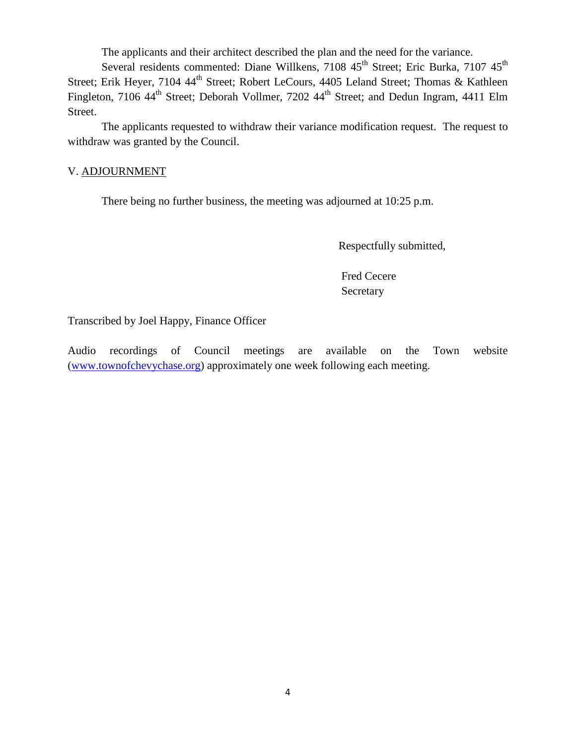The applicants and their architect described the plan and the need for the variance.

Several residents commented: Diane Willkens, 7108 45th Street; Eric Burka, 7107 45th Street; Erik Heyer, 7104 44th Street; Robert LeCours, 4405 Leland Street; Thomas & Kathleen Fingleton, 7106 44th Street; Deborah Vollmer, 7202 44th Street; and Dedun Ingram, 4411 Elm Street.

The applicants requested to withdraw their variance modification request. The request to withdraw was granted by the Council.

## V. ADJOURNMENT

There being no further business, the meeting was adjourned at 10:25 p.m.

Respectfully submitted,

Fred Cecere
Secretary

Transcribed by Joel Happy, Finance Officer

Audio recordings of Council meetings are available on the Town website ([www.townofchevychase.org](http://www.townofchevychase.org)) approximately one week following each meeting.